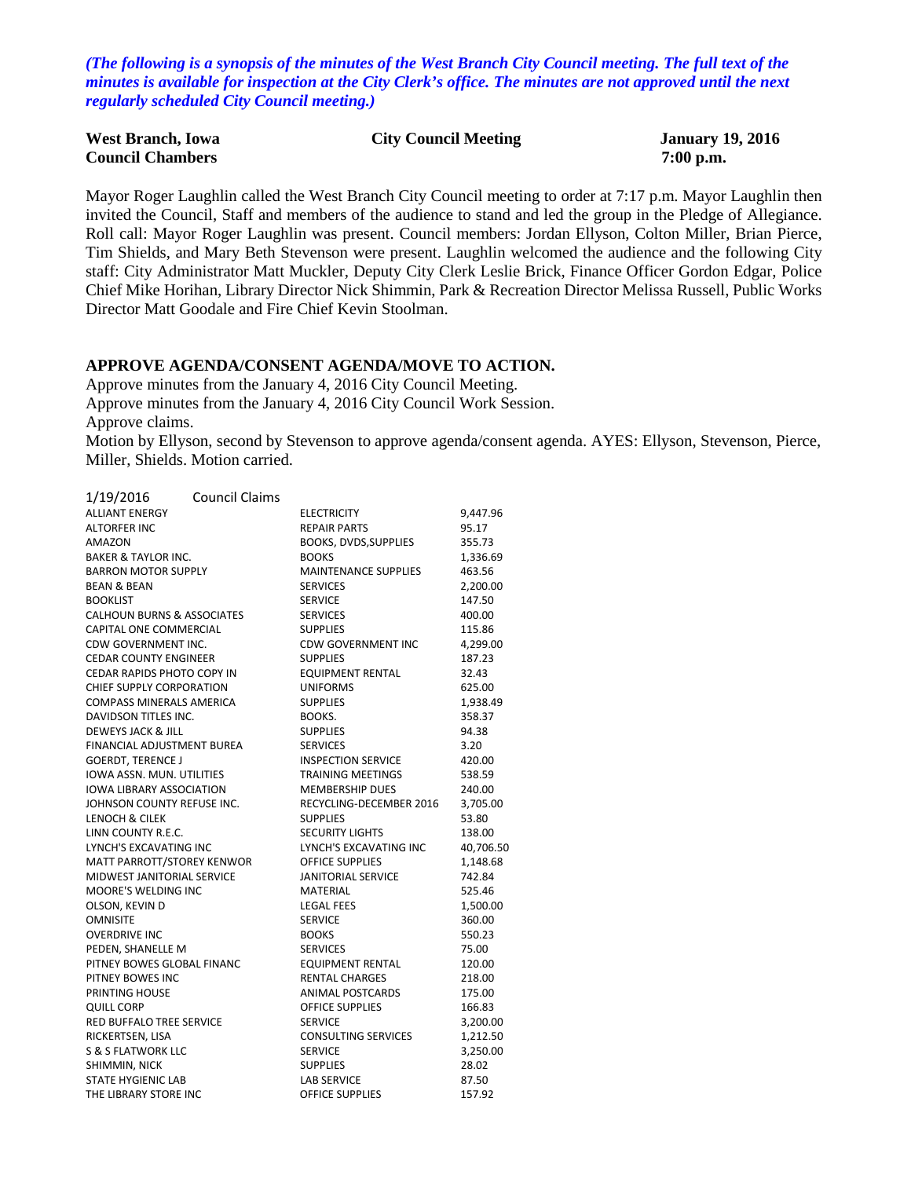*(The following is a synopsis of the minutes of the West Branch City Council meeting. The full text of the minutes is available for inspection at the City Clerk's office. The minutes are not approved until the next regularly scheduled City Council meeting.)*

**West Branch, Iowa** **City Council Meeting** **January 19, 2016**
**Council Chambers** **7:00 p.m.**

Mayor Roger Laughlin called the West Branch City Council meeting to order at 7:17 p.m. Mayor Laughlin then invited the Council, Staff and members of the audience to stand and led the group in the Pledge of Allegiance. Roll call: Mayor Roger Laughlin was present. Council members: Jordan Ellyson, Colton Miller, Brian Pierce, Tim Shields, and Mary Beth Stevenson were present. Laughlin welcomed the audience and the following City staff: City Administrator Matt Muckler, Deputy City Clerk Leslie Brick, Finance Officer Gordon Edgar, Police Chief Mike Horihan, Library Director Nick Shimmin, Park & Recreation Director Melissa Russell, Public Works Director Matt Goodale and Fire Chief Kevin Stoolman.

**APPROVE AGENDA/CONSENT AGENDA/MOVE TO ACTION.**

Approve minutes from the January 4, 2016 City Council Meeting.
Approve minutes from the January 4, 2016 City Council Work Session.
Approve claims.
Motion by Ellyson, second by Stevenson to approve agenda/consent agenda. AYES: Ellyson, Stevenson, Pierce, Miller, Shields. Motion carried.

| 1/19/2016 Council Claims | | |
|---|---|---|
| ALLIANT ENERGY | ELECTRICITY | 9,447.96 |
| ALTORFER INC | REPAIR PARTS | 95.17 |
| AMAZON | BOOKS, DVDS,SUPPLIES | 355.73 |
| BAKER & TAYLOR INC. | BOOKS | 1,336.69 |
| BARRON MOTOR SUPPLY | MAINTENANCE SUPPLIES | 463.56 |
| BEAN & BEAN | SERVICES | 2,200.00 |
| BOOKLIST | SERVICE | 147.50 |
| CALHOUN BURNS & ASSOCIATES | SERVICES | 400.00 |
| CAPITAL ONE COMMERCIAL | SUPPLIES | 115.86 |
| CDW GOVERNMENT INC. | CDW GOVERNMENT INC | 4,299.00 |
| CEDAR COUNTY ENGINEER | SUPPLIES | 187.23 |
| CEDAR RAPIDS PHOTO COPY IN | EQUIPMENT RENTAL | 32.43 |
| CHIEF SUPPLY CORPORATION | UNIFORMS | 625.00 |
| COMPASS MINERALS AMERICA | SUPPLIES | 1,938.49 |
| DAVIDSON TITLES INC. | BOOKS. | 358.37 |
| DEWEYS JACK & JILL | SUPPLIES | 94.38 |
| FINANCIAL ADJUSTMENT BUREA | SERVICES | 3.20 |
| GOERDT, TERENCE J | INSPECTION SERVICE | 420.00 |
| IOWA ASSN. MUN. UTILITIES | TRAINING MEETINGS | 538.59 |
| IOWA LIBRARY ASSOCIATION | MEMBERSHIP DUES | 240.00 |
| JOHNSON COUNTY REFUSE INC. | RECYCLING-DECEMBER 2016 | 3,705.00 |
| LENOCH & CILEK | SUPPLIES | 53.80 |
| LINN COUNTY R.E.C. | SECURITY LIGHTS | 138.00 |
| LYNCH'S EXCAVATING INC | LYNCH'S EXCAVATING INC | 40,706.50 |
| MATT PARROTT/STOREY KENWOR | OFFICE SUPPLIES | 1,148.68 |
| MIDWEST JANITORIAL SERVICE | JANITORIAL SERVICE | 742.84 |
| MOORE'S WELDING INC | MATERIAL | 525.46 |
| OLSON, KEVIN D | LEGAL FEES | 1,500.00 |
| OMNISITE | SERVICE | 360.00 |
| OVERDRIVE INC | BOOKS | 550.23 |
| PEDEN, SHANELLE M | SERVICES | 75.00 |
| PITNEY BOWES GLOBAL FINANC | EQUIPMENT RENTAL | 120.00 |
| PITNEY BOWES INC | RENTAL CHARGES | 218.00 |
| PRINTING HOUSE | ANIMAL POSTCARDS | 175.00 |
| QUILL CORP | OFFICE SUPPLIES | 166.83 |
| RED BUFFALO TREE SERVICE | SERVICE | 3,200.00 |
| RICKERTSEN, LISA | CONSULTING SERVICES | 1,212.50 |
| S & S FLATWORK LLC | SERVICE | 3,250.00 |
| SHIMMIN, NICK | SUPPLIES | 28.02 |
| STATE HYGIENIC LAB | LAB SERVICE | 87.50 |
| THE LIBRARY STORE INC | OFFICE SUPPLIES | 157.92 |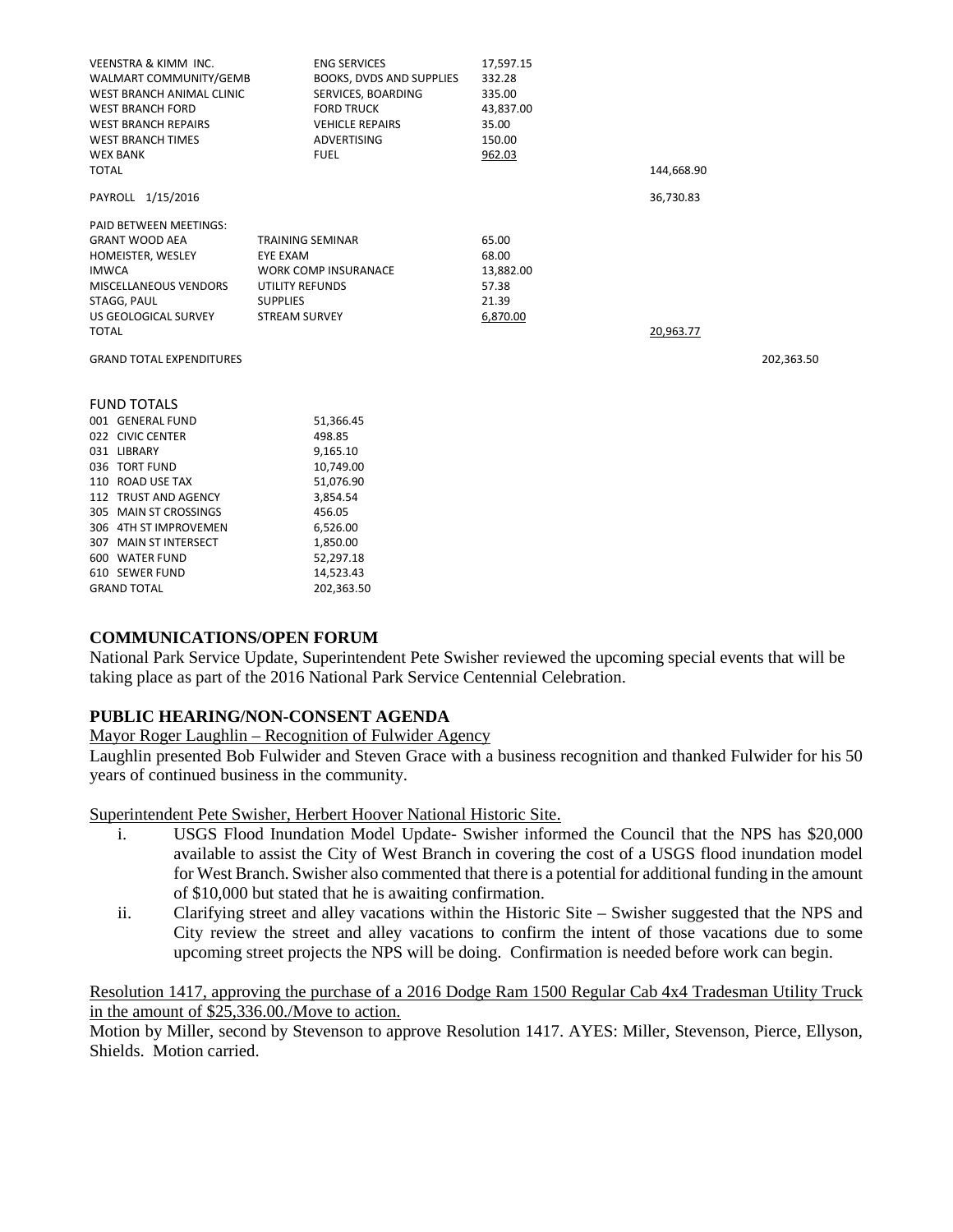| | | | | |
|---|---|---|---|---|
| VEENSTRA & KIMM INC. | ENG SERVICES | 17,597.15 | | |
| WALMART COMMUNITY/GEMB | BOOKS, DVDS AND SUPPLIES | 332.28 | | |
| WEST BRANCH ANIMAL CLINIC | SERVICES, BOARDING | 335.00 | | |
| WEST BRANCH FORD | FORD TRUCK | 43,837.00 | | |
| WEST BRANCH REPAIRS | VEHICLE REPAIRS | 35.00 | | |
| WEST BRANCH TIMES | ADVERTISING | 150.00 | | |
| WEX BANK | FUEL | 962.03 | | |
| TOTAL | | | 144,668.90 | |
| PAYROLL 1/15/2016 | | | 36,730.83 | |
| PAID BETWEEN MEETINGS: | | | | |
| GRANT WOOD AEA | TRAINING SEMINAR | 65.00 | | |
| HOMEISTER, WESLEY | EYE EXAM | 68.00 | | |
| IMWCA | WORK COMP INSURANACE | 13,882.00 | | |
| MISCELLANEOUS VENDORS | UTILITY REFUNDS | 57.38 | | |
| STAGG, PAUL | SUPPLIES | 21.39 | | |
| US GEOLOGICAL SURVEY | STREAM SURVEY | 6,870.00 | | |
| TOTAL | | | 20,963.77 | |
| GRAND TOTAL EXPENDITURES | | | | 202,363.50 |

FUND TOTALS

| | |
|---|---|
| 001 GENERAL FUND | 51,366.45 |
| 022 CIVIC CENTER | 498.85 |
| 031 LIBRARY | 9,165.10 |
| 036 TORT FUND | 10,749.00 |
| 110 ROAD USE TAX | 51,076.90 |
| 112 TRUST AND AGENCY | 3,854.54 |
| 305 MAIN ST CROSSINGS | 456.05 |
| 306 4TH ST IMPROVEMEN | 6,526.00 |
| 307 MAIN ST INTERSECT | 1,850.00 |
| 600 WATER FUND | 52,297.18 |
| 610 SEWER FUND | 14,523.43 |
| GRAND TOTAL | 202,363.50 |

## COMMUNICATIONS/OPEN FORUM

National Park Service Update, Superintendent Pete Swisher reviewed the upcoming special events that will be taking place as part of the 2016 National Park Service Centennial Celebration.

## PUBLIC HEARING/NON-CONSENT AGENDA

Mayor Roger Laughlin – Recognition of Fulwider Agency

Laughlin presented Bob Fulwider and Steven Grace with a business recognition and thanked Fulwider for his 50 years of continued business in the community.

Superintendent Pete Swisher, Herbert Hoover National Historic Site.

i. USGS Flood Inundation Model Update- Swisher informed the Council that the NPS has $20,000 available to assist the City of West Branch in covering the cost of a USGS flood inundation model for West Branch. Swisher also commented that there is a potential for additional funding in the amount of $10,000 but stated that he is awaiting confirmation.

ii. Clarifying street and alley vacations within the Historic Site – Swisher suggested that the NPS and City review the street and alley vacations to confirm the intent of those vacations due to some upcoming street projects the NPS will be doing. Confirmation is needed before work can begin.

Resolution 1417, approving the purchase of a 2016 Dodge Ram 1500 Regular Cab 4x4 Tradesman Utility Truck in the amount of $25,336.00./Move to action.

Motion by Miller, second by Stevenson to approve Resolution 1417. AYES: Miller, Stevenson, Pierce, Ellyson, Shields. Motion carried.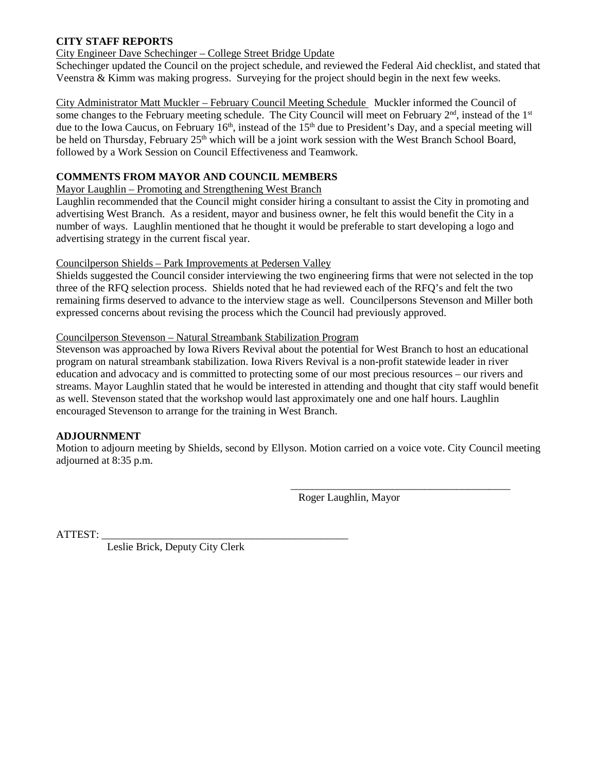**CITY STAFF REPORTS**

City Engineer Dave Schechinger – College Street Bridge Update

Schechinger updated the Council on the project schedule, and reviewed the Federal Aid checklist, and stated that Veenstra & Kimm was making progress. Surveying for the project should begin in the next few weeks.

City Administrator Matt Muckler – February Council Meeting Schedule Muckler informed the Council of some changes to the February meeting schedule. The City Council will meet on February 2nd, instead of the 1st due to the Iowa Caucus, on February 16th, instead of the 15th due to President's Day, and a special meeting will be held on Thursday, February 25th which will be a joint work session with the West Branch School Board, followed by a Work Session on Council Effectiveness and Teamwork.

**COMMENTS FROM MAYOR AND COUNCIL MEMBERS**

Mayor Laughlin – Promoting and Strengthening West Branch

Laughlin recommended that the Council might consider hiring a consultant to assist the City in promoting and advertising West Branch. As a resident, mayor and business owner, he felt this would benefit the City in a number of ways. Laughlin mentioned that he thought it would be preferable to start developing a logo and advertising strategy in the current fiscal year.

Councilperson Shields – Park Improvements at Pedersen Valley

Shields suggested the Council consider interviewing the two engineering firms that were not selected in the top three of the RFQ selection process. Shields noted that he had reviewed each of the RFQ's and felt the two remaining firms deserved to advance to the interview stage as well. Councilpersons Stevenson and Miller both expressed concerns about revising the process which the Council had previously approved.

Councilperson Stevenson – Natural Streambank Stabilization Program

Stevenson was approached by Iowa Rivers Revival about the potential for West Branch to host an educational program on natural streambank stabilization. Iowa Rivers Revival is a non-profit statewide leader in river education and advocacy and is committed to protecting some of our most precious resources – our rivers and streams. Mayor Laughlin stated that he would be interested in attending and thought that city staff would benefit as well. Stevenson stated that the workshop would last approximately one and one half hours. Laughlin encouraged Stevenson to arrange for the training in West Branch.

**ADJOURNMENT**

Motion to adjourn meeting by Shields, second by Ellyson. Motion carried on a voice vote. City Council meeting adjourned at 8:35 p.m.

\_\_\_\_\_\_\_\_\_\_\_\_\_\_\_\_\_\_\_\_\_\_\_\_\_\_\_\_\_\_\_\_\_\_\_\_\_\_\_\_\_\_

Roger Laughlin, Mayor

ATTEST: \_\_\_\_\_\_\_\_\_\_\_\_\_\_\_\_\_\_\_\_\_\_\_\_\_\_\_\_\_\_\_\_\_\_\_\_\_\_\_\_\_\_\_\_\_\_

Leslie Brick, Deputy City Clerk